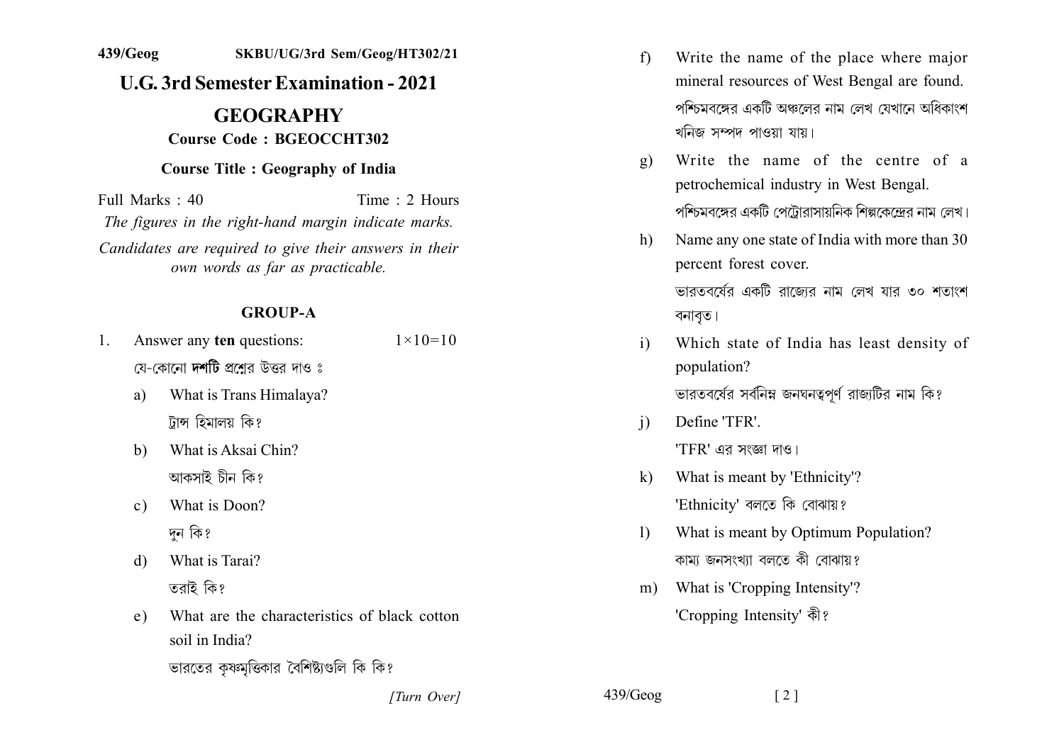439/Geog SKBU/UG/3rd Sem/Geog/HT302/21

# U.G. 3rd Semester Examination - 2021

## GEOGRAPHY

**Course Code : BGEOCCHT302**

**Course Title : Geography of India**

Full Marks : 40 Time : 2 Hours

*The figures in the right-hand margin indicate marks.*

*Candidates are required to give their answers in their own words as far as practicable.*

### GROUP-A

1. Answer any **ten** questions: $1\times10=10$

   যে-কোনো **দশটি** প্রশ্নের উত্তর দাও ঃ

   a) What is Trans Himalaya?

   ট্রান্স হিমালয় কি?

   b) What is Aksai Chin?

   আকসাই চীন কি?

   c) What is Doon?

   দুন কি?

   d) What is Tarai?

   তরাই কি?

   e) What are the characteristics of black cotton soil in India?

   ভারতের কৃষ্ণমৃত্তিকার বৈশিষ্ট্যগুলি কি কি?

   f) Write the name of the place where major mineral resources of West Bengal are found.

   পশ্চিমবঙ্গের একটি অঞ্চলের নাম লেখ যেখানে অধিকাংশ খনিজ সম্পদ পাওয়া যায়।

   g) Write the name of the centre of a petrochemical industry in West Bengal.

   পশ্চিমবঙ্গের একটি পেট্রোরাসায়নিক শিল্পকেন্দ্রের নাম লেখ।

   h) Name any one state of India with more than 30 percent forest cover.

   ভারতবর্ষের একটি রাজ্যের নাম লেখ যার ৩০ শতাংশ বনাবৃত।

   i) Which state of India has least density of population?

   ভারতবর্ষের সর্বনিম্ন জনঘনত্বপূর্ণ রাজ্যটির নাম কি?

   j) Define 'TFR'.

   'TFR' এর সংজ্ঞা দাও।

   k) What is meant by 'Ethnicity'?

   'Ethnicity' বলতে কি বোঝায়?

   l) What is meant by Optimum Population?

   কাম্য জনসংখ্যা বলতে কী বোঝায়?

   m) What is 'Cropping Intensity'?

   'Cropping Intensity' কী?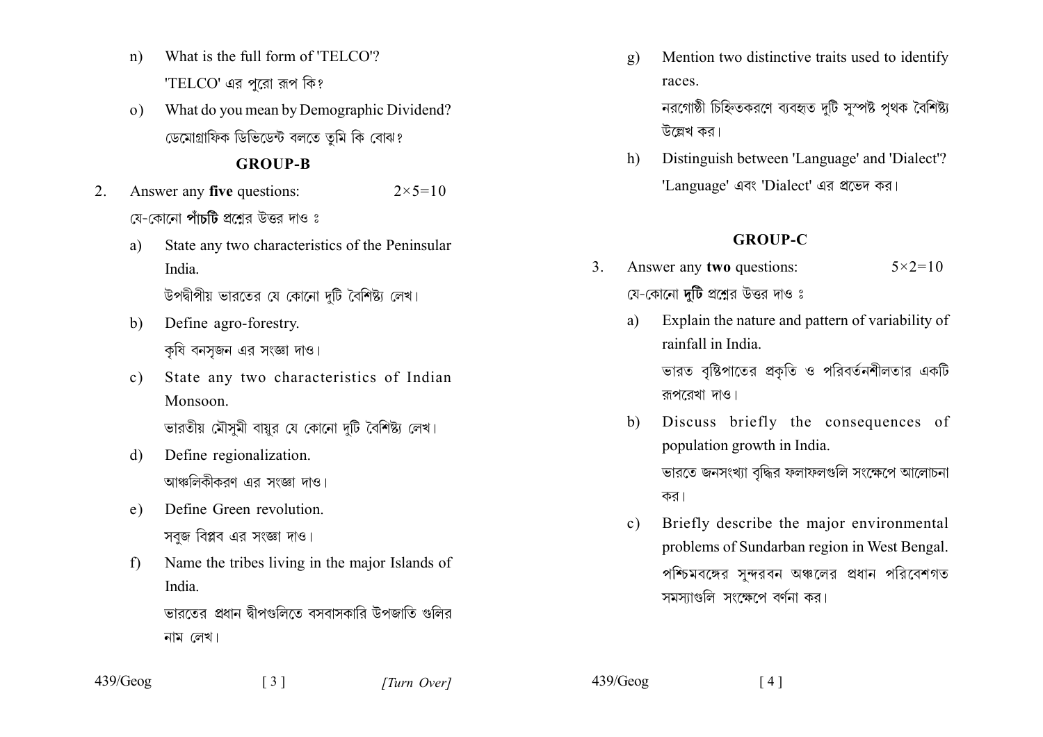n) What is the full form of 'TELCO'?
'TELCO' এর পুরো রূপ কি?

o) What do you mean by Demographic Dividend?
ডেমোগ্রাফিক ডিভিডেন্ট বলতে তুমি কি বোঝ?

## GROUP-B

2. Answer any **five** questions: $2\times5=10$
যে-কোনো **পাঁচটি** প্রশ্নের উত্তর দাও ঃ

a) State any two characteristics of the Peninsular India.
উপদ্বীপীয় ভারতের যে কোনো দুটি বৈশিষ্ট্য লেখ।

b) Define agro-forestry.
কৃষি বনসৃজন এর সংজ্ঞা দাও।

c) State any two characteristics of Indian Monsoon.
ভারতীয় মৌসুমী বায়ুর যে কোনো দুটি বৈশিষ্ট্য লেখ।

d) Define regionalization.
আঞ্চলিকীকরণ এর সংজ্ঞা দাও।

e) Define Green revolution.
সবুজ বিপ্লব এর সংজ্ঞা দাও।

f) Name the tribes living in the major Islands of India.
ভারতের প্রধান দ্বীপগুলিতে বসবাসকারি উপজাতি গুলির নাম লেখ।

g) Mention two distinctive traits used to identify races.
নরগোষ্ঠী চিহ্নিতকরণে ব্যবহৃত দুটি সুস্পষ্ট পৃথক বৈশিষ্ট্য উল্লেখ কর।

h) Distinguish between 'Language' and 'Dialect'?
'Language' এবং 'Dialect' এর প্রভেদ কর।

## GROUP-C

3. Answer any **two** questions: $5\times2=10$
যে-কোনো **দুটি** প্রশ্নের উত্তর দাও ঃ

a) Explain the nature and pattern of variability of rainfall in India.
ভারত বৃষ্টিপাতের প্রকৃতি ও পরিবর্তনশীলতার একটি রূপরেখা দাও।

b) Discuss briefly the consequences of population growth in India.
ভারতে জনসংখ্যা বৃদ্ধির ফলাফলগুলি সংক্ষেপে আলোচনা কর।

c) Briefly describe the major environmental problems of Sundarban region in West Bengal.
পশ্চিমবঙ্গের সুন্দরবন অঞ্চলের প্রধান পরিবেশগত সমস্যাগুলি সংক্ষেপে বর্ণনা কর।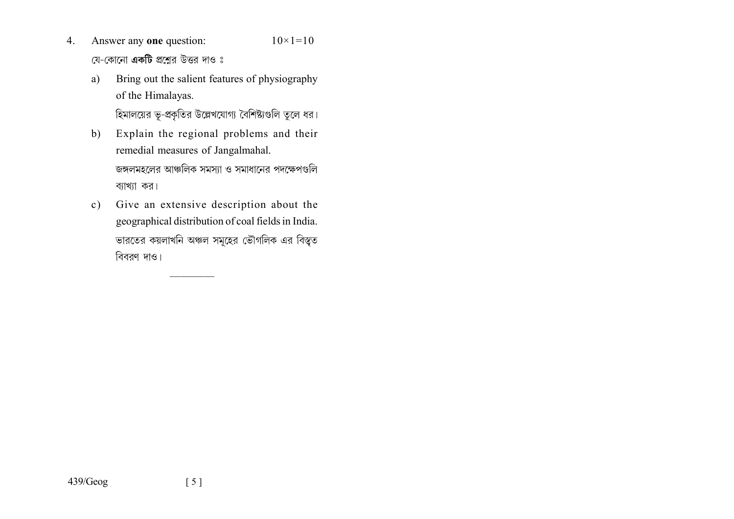4. Answer any **one** question: $10 \times 1 = 10$

যে-কোনো **একটি** প্রশ্নের উত্তর দাও ঃ

a) Bring out the salient features of physiography of the Himalayas.

হিমালয়ের ভূ-প্রকৃতির উল্লেখযোগ্য বৈশিষ্ট্যগুলি তুলে ধর।

b) Explain the regional problems and their remedial measures of Jangalmahal.

জঙ্গলমহলের আঞ্চলিক সমস্যা ও সমাধানের পদক্ষেপগুলি ব্যাখ্যা কর।

c) Give an extensive description about the geographical distribution of coal fields in India.

ভারতের কয়লাখনি অঞ্চল সমূহের ভৌগলিক এর বিস্তৃত বিবরণ দাও।

————